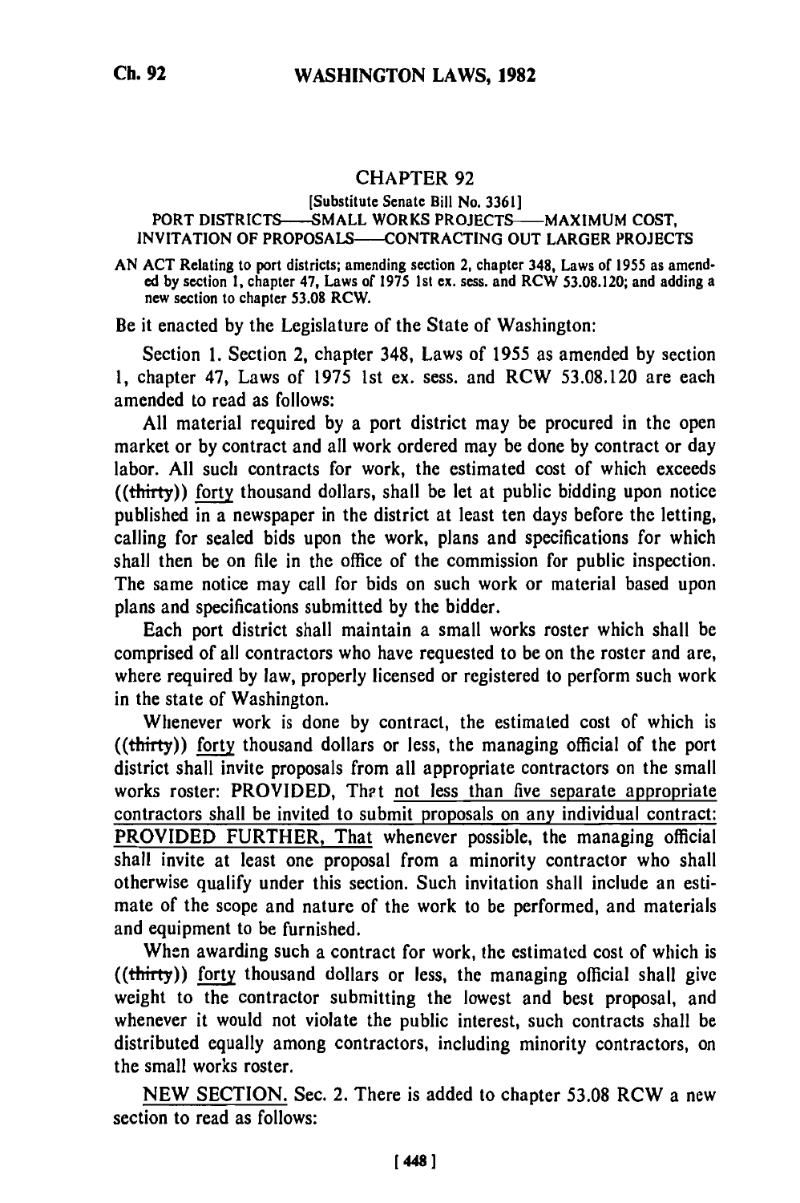# CHAPTER 92

[Substitute Senate Bill No. 3361]

PORT DISTRICTS——SMALL WORKS PROJECTS——MAXIMUM COST, INVITATION OF PROPOSALS——CONTRACTING OUT LARGER PROJECTS

AN ACT Relating to port districts; amending section 2, chapter 348, Laws of 1955 as amended by section 1, chapter 47, Laws of 1975 1st ex. sess. and RCW 53.08.120; and adding a new section to chapter 53.08 RCW.

Be it enacted by the Legislature of the State of Washington:

Section 1. Section 2, chapter 348, Laws of 1955 as amended by section 1, chapter 47, Laws of 1975 1st ex. sess. and RCW 53.08.120 are each amended to read as follows:

All material required by a port district may be procured in the open market or by contract and all work ordered may be done by contract or day labor. All such contracts for work, the estimated cost of which exceeds ((~~thirty~~)) forty thousand dollars, shall be let at public bidding upon notice published in a newspaper in the district at least ten days before the letting, calling for sealed bids upon the work, plans and specifications for which shall then be on file in the office of the commission for public inspection. The same notice may call for bids on such work or material based upon plans and specifications submitted by the bidder.

Each port district shall maintain a small works roster which shall be comprised of all contractors who have requested to be on the roster and are, where required by law, properly licensed or registered to perform such work in the state of Washington.

Whenever work is done by contract, the estimated cost of which is ((~~thirty~~)) forty thousand dollars or less, the managing official of the port district shall invite proposals from all appropriate contractors on the small works roster: PROVIDED, That not less than five separate appropriate contractors shall be invited to submit proposals on any individual contract: PROVIDED FURTHER, That whenever possible, the managing official shall invite at least one proposal from a minority contractor who shall otherwise qualify under this section. Such invitation shall include an estimate of the scope and nature of the work to be performed, and materials and equipment to be furnished.

When awarding such a contract for work, the estimated cost of which is ((~~thirty~~)) forty thousand dollars or less, the managing official shall give weight to the contractor submitting the lowest and best proposal, and whenever it would not violate the public interest, such contracts shall be distributed equally among contractors, including minority contractors, on the small works roster.

NEW SECTION. Sec. 2. There is added to chapter 53.08 RCW a new section to read as follows: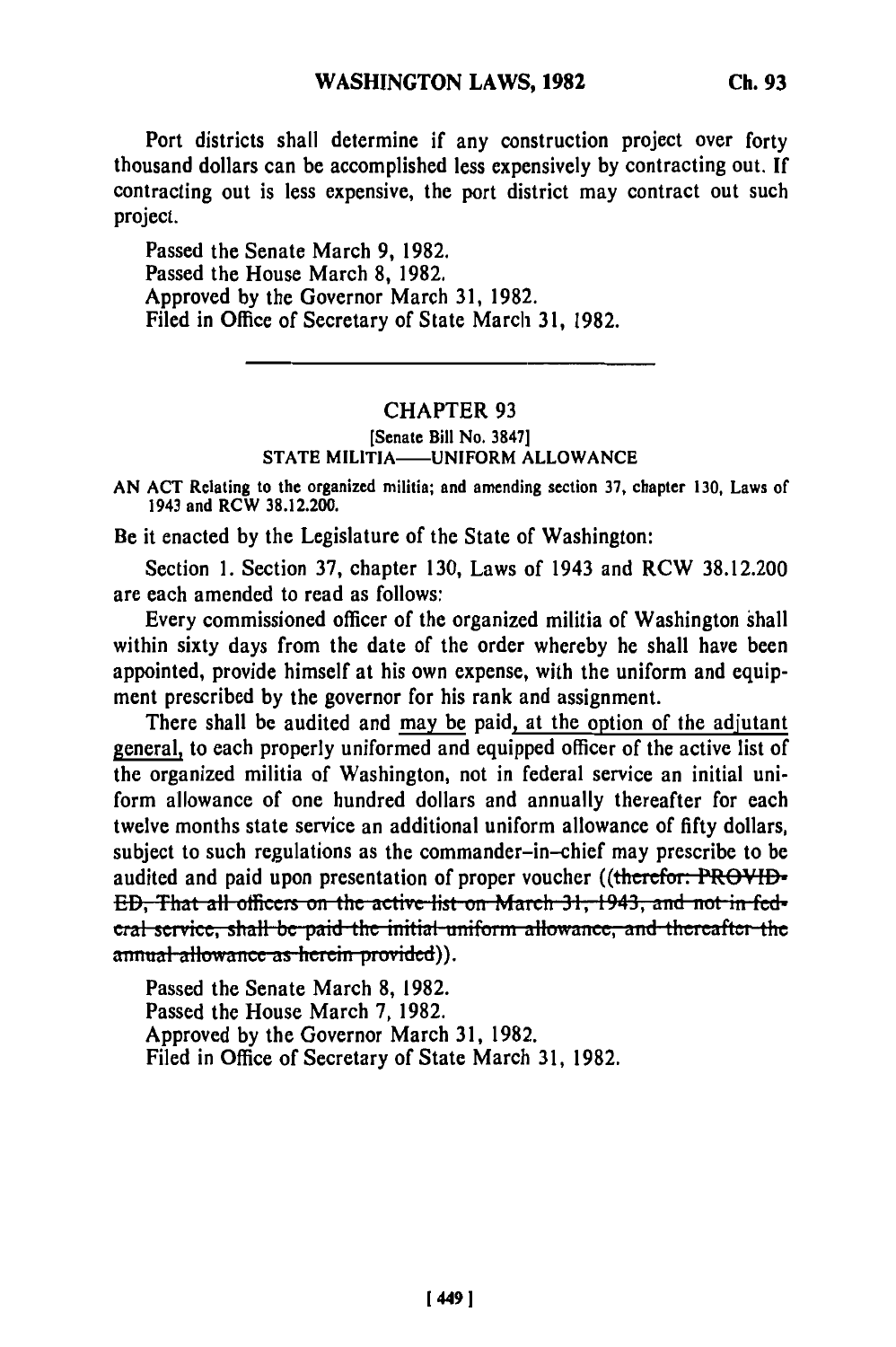Port districts shall determine if any construction project over forty thousand dollars can be accomplished less expensively by contracting out. If contracting out is less expensive, the port district may contract out such project.

Passed the Senate March 9, 1982.
Passed the House March 8, 1982.
Approved by the Governor March 31, 1982.
Filed in Office of Secretary of State March 31, 1982.

---

## CHAPTER 93

[Senate Bill No. 3847]
STATE MILITIA—UNIFORM ALLOWANCE

AN ACT Relating to the organized militia; and amending section 37, chapter 130, Laws of 1943 and RCW 38.12.200.

Be it enacted by the Legislature of the State of Washington:

Section 1. Section 37, chapter 130, Laws of 1943 and RCW 38.12.200 are each amended to read as follows:

Every commissioned officer of the organized militia of Washington shall within sixty days from the date of the order whereby he shall have been appointed, provide himself at his own expense, with the uniform and equipment prescribed by the governor for his rank and assignment.

There shall be audited and <u>may be</u> paid<u>, at the option of the adjutant general,</u> to each properly uniformed and equipped officer of the active list of the organized militia of Washington, not in federal service an initial uniform allowance of one hundred dollars and annually thereafter for each twelve months state service an additional uniform allowance of fifty dollars, subject to such regulations as the commander-in-chief may prescribe to be audited and paid upon presentation of proper voucher ((~~therefor: PROVIDED, That all officers on the active list on March 31, 1943, and not in federal service, shall be paid the initial uniform allowance, and thereafter the annual allowance as herein provided~~)).

Passed the Senate March 8, 1982.
Passed the House March 7, 1982.
Approved by the Governor March 31, 1982.
Filed in Office of Secretary of State March 31, 1982.